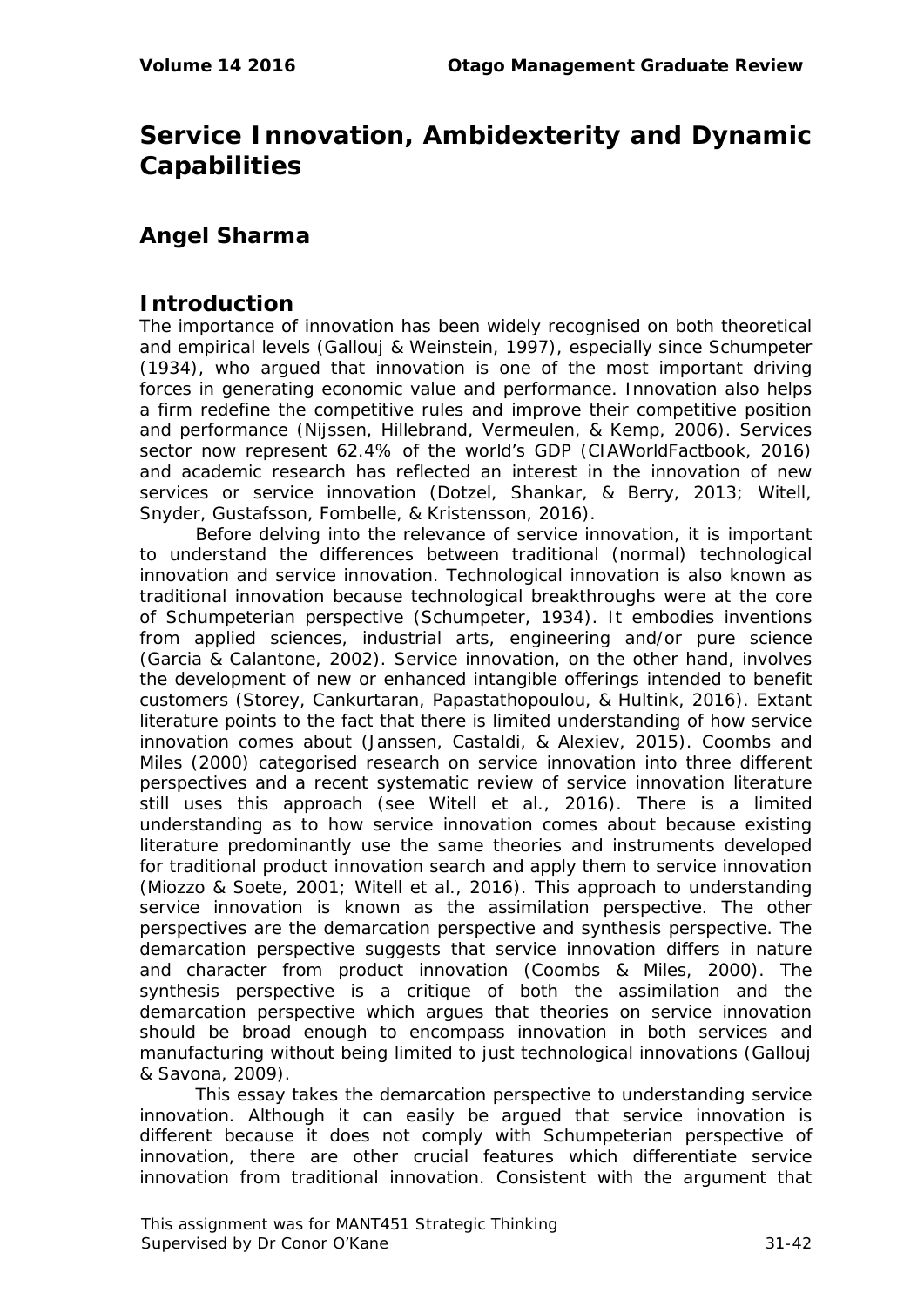# Service Innovation, Ambidexterity and Dynamic Capabilities

## Angel Sharma

## Introduction

The importance of innovation has been widely recognised on both theoretical and empirical levels (Gallouj & Weinstein, 1997), especially since Schumpeter (1934), who argued that innovation is one of the most important driving forces in generating economic value and performance. Innovation also helps a firm redefine the competitive rules and improve their competitive position and performance (Nijssen, Hillebrand, Vermeulen, & Kemp, 2006). Services sector now represent 62.4% of the world's GDP (CIAWorldFactbook, 2016) and academic research has reflected an interest in the innovation of new services or service innovation (Dotzel, Shankar, & Berry, 2013; Witell, Snyder, Gustafsson, Fombelle, & Kristensson, 2016).

Before delving into the relevance of service innovation, it is important to understand the differences between traditional (normal) technological innovation and service innovation. Technological innovation is also known as traditional innovation because technological breakthroughs were at the core of Schumpeterian perspective (Schumpeter, 1934). It embodies inventions from applied sciences, industrial arts, engineering and/or pure science (Garcia & Calantone, 2002). Service innovation, on the other hand, involves the development of new or enhanced intangible offerings intended to benefit customers (Storey, Cankurtaran, Papastathopoulou, & Hultink, 2016). Extant literature points to the fact that there is limited understanding of how service innovation comes about (Janssen, Castaldi, & Alexiev, 2015). Coombs and Miles (2000) categorised research on service innovation into three different perspectives and a recent systematic review of service innovation literature still uses this approach (see Witell et al., 2016). There is a limited understanding as to how service innovation comes about because existing literature predominantly use the same theories and instruments developed for traditional product innovation search and apply them to service innovation (Miozzo & Soete, 2001; Witell et al., 2016). This approach to understanding service innovation is known as the assimilation perspective. The other perspectives are the demarcation perspective and synthesis perspective. The demarcation perspective suggests that service innovation differs in nature and character from product innovation (Coombs & Miles, 2000). The synthesis perspective is a critique of both the assimilation and the demarcation perspective which argues that theories on service innovation should be broad enough to encompass innovation in both services and manufacturing without being limited to just technological innovations (Gallouj & Savona, 2009).

This essay takes the demarcation perspective to understanding service innovation. Although it can easily be argued that service innovation is different because it does not comply with Schumpeterian perspective of innovation, there are other crucial features which differentiate service innovation from traditional innovation. Consistent with the argument that

This assignment was for MANT451 Strategic Thinking
Supervised by Dr Conor O'Kane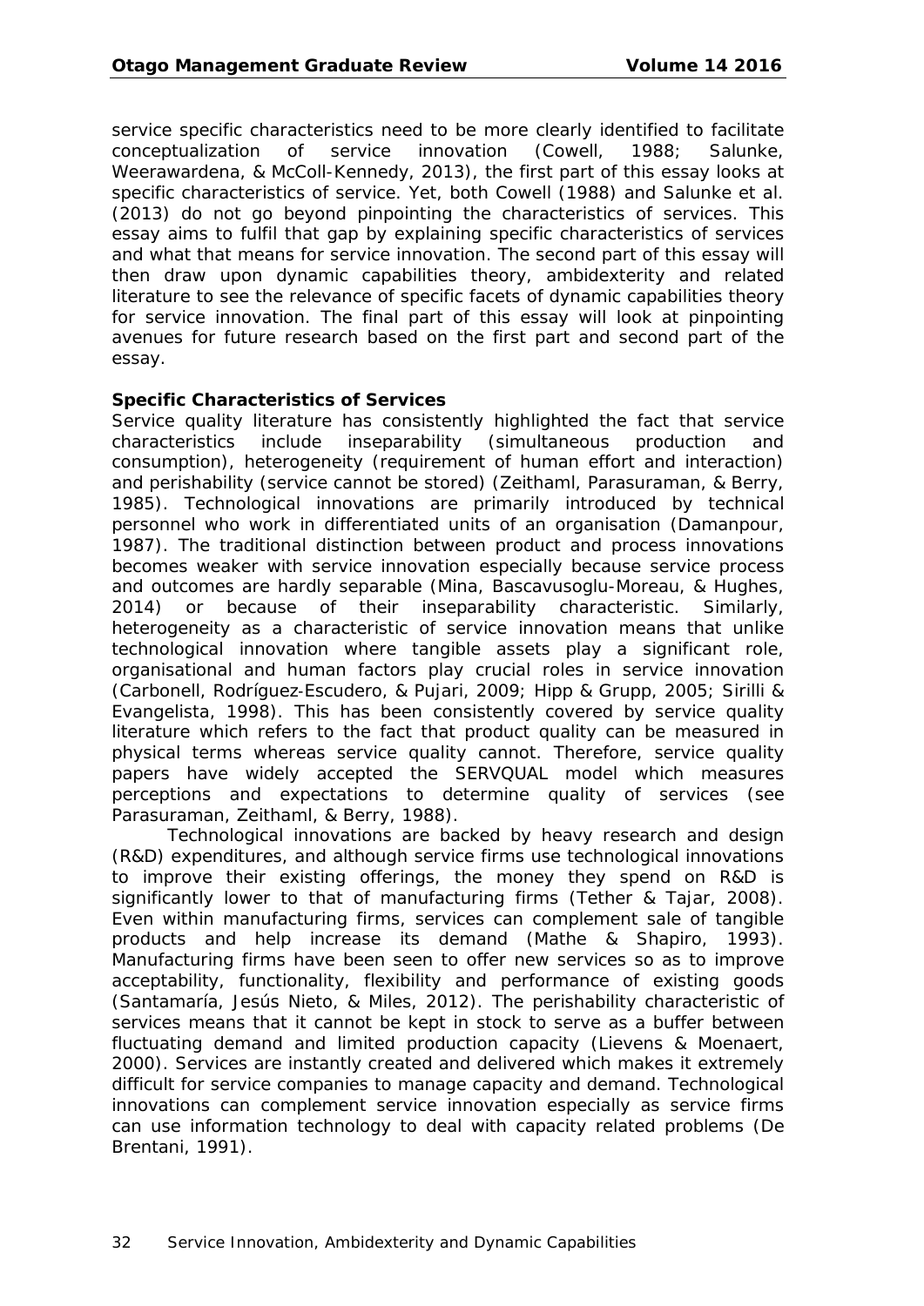service specific characteristics need to be more clearly identified to facilitate conceptualization of service innovation (Cowell, 1988; Salunke, Weerawardena, & McColl-Kennedy, 2013), the first part of this essay looks at specific characteristics of service. Yet, both Cowell (1988) and Salunke et al. (2013) do not go beyond pinpointing the characteristics of services. This essay aims to fulfil that gap by explaining specific characteristics of services and what that means for service innovation. The second part of this essay will then draw upon dynamic capabilities theory, ambidexterity and related literature to see the relevance of specific facets of dynamic capabilities theory for service innovation. The final part of this essay will look at pinpointing avenues for future research based on the first part and second part of the essay.

**Specific Characteristics of Services**

Service quality literature has consistently highlighted the fact that service characteristics include inseparability (simultaneous production and consumption), heterogeneity (requirement of human effort and interaction) and perishability (service cannot be stored) (Zeithaml, Parasuraman, & Berry, 1985). Technological innovations are primarily introduced by technical personnel who work in differentiated units of an organisation (Damanpour, 1987). The traditional distinction between product and process innovations becomes weaker with service innovation especially because service process and outcomes are hardly separable (Mina, Bascavusoglu-Moreau, & Hughes, 2014) or because of their inseparability characteristic. Similarly, heterogeneity as a characteristic of service innovation means that unlike technological innovation where tangible assets play a significant role, organisational and human factors play crucial roles in service innovation (Carbonell, Rodríguez-Escudero, & Pujari, 2009; Hipp & Grupp, 2005; Sirilli & Evangelista, 1998). This has been consistently covered by service quality literature which refers to the fact that product quality can be measured in physical terms whereas service quality cannot. Therefore, service quality papers have widely accepted the SERVQUAL model which measures perceptions and expectations to determine quality of services (see Parasuraman, Zeithaml, & Berry, 1988).

Technological innovations are backed by heavy research and design (R&D) expenditures, and although service firms use technological innovations to improve their existing offerings, the money they spend on R&D is significantly lower to that of manufacturing firms (Tether & Tajar, 2008). Even within manufacturing firms, services can complement sale of tangible products and help increase its demand (Mathe & Shapiro, 1993). Manufacturing firms have been seen to offer new services so as to improve acceptability, functionality, flexibility and performance of existing goods (Santamaría, Jesús Nieto, & Miles, 2012). The perishability characteristic of services means that it cannot be kept in stock to serve as a buffer between fluctuating demand and limited production capacity (Lievens & Moenaert, 2000). Services are instantly created and delivered which makes it extremely difficult for service companies to manage capacity and demand. Technological innovations can complement service innovation especially as service firms can use information technology to deal with capacity related problems (De Brentani, 1991).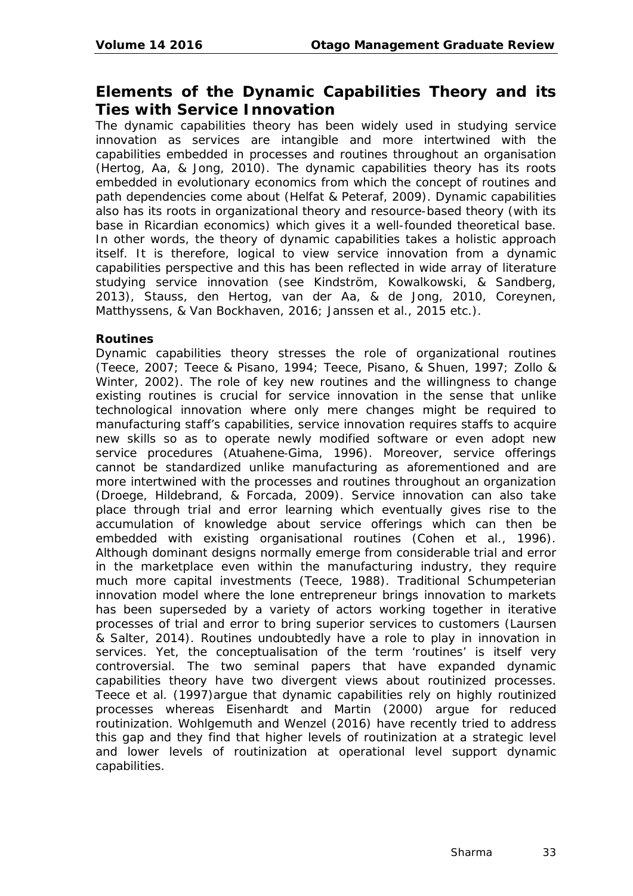## Elements of the Dynamic Capabilities Theory and its Ties with Service Innovation

The dynamic capabilities theory has been widely used in studying service innovation as services are intangible and more intertwined with the capabilities embedded in processes and routines throughout an organisation (Hertog, Aa, & Jong, 2010). The dynamic capabilities theory has its roots embedded in evolutionary economics from which the concept of routines and path dependencies come about (Helfat & Peteraf, 2009). Dynamic capabilities also has its roots in organizational theory and resource-based theory (with its base in Ricardian economics) which gives it a well-founded theoretical base. In other words, the theory of dynamic capabilities takes a holistic approach itself. It is therefore, logical to view service innovation from a dynamic capabilities perspective and this has been reflected in wide array of literature studying service innovation (see Kindström, Kowalkowski, & Sandberg, 2013), Stauss, den Hertog, van der Aa, & de Jong, 2010, Coreynen, Matthyssens, & Van Bockhaven, 2016; Janssen et al., 2015 etc.).

### Routines

Dynamic capabilities theory stresses the role of organizational routines (Teece, 2007; Teece & Pisano, 1994; Teece, Pisano, & Shuen, 1997; Zollo & Winter, 2002). The role of key new routines and the willingness to change existing routines is crucial for service innovation in the sense that unlike technological innovation where only mere changes might be required to manufacturing staff's capabilities, service innovation requires staffs to acquire new skills so as to operate newly modified software or even adopt new service procedures (Atuahene-Gima, 1996). Moreover, service offerings cannot be standardized unlike manufacturing as aforementioned and are more intertwined with the processes and routines throughout an organization (Droege, Hildebrand, & Forcada, 2009). Service innovation can also take place through trial and error learning which eventually gives rise to the accumulation of knowledge about service offerings which can then be embedded with existing organisational routines (Cohen et al., 1996). Although dominant designs normally emerge from considerable trial and error in the marketplace even within the manufacturing industry, they require much more capital investments (Teece, 1988). Traditional Schumpeterian innovation model where the lone entrepreneur brings innovation to markets has been superseded by a variety of actors working together in iterative processes of trial and error to bring superior services to customers (Laursen & Salter, 2014). Routines undoubtedly have a role to play in innovation in services. Yet, the conceptualisation of the term 'routines' is itself very controversial. The two seminal papers that have expanded dynamic capabilities theory have two divergent views about routinized processes. Teece et al. (1997)argue that dynamic capabilities rely on highly routinized processes whereas Eisenhardt and Martin (2000) argue for reduced routinization. Wohlgemuth and Wenzel (2016) have recently tried to address this gap and they find that higher levels of routinization at a strategic level and lower levels of routinization at operational level support dynamic capabilities.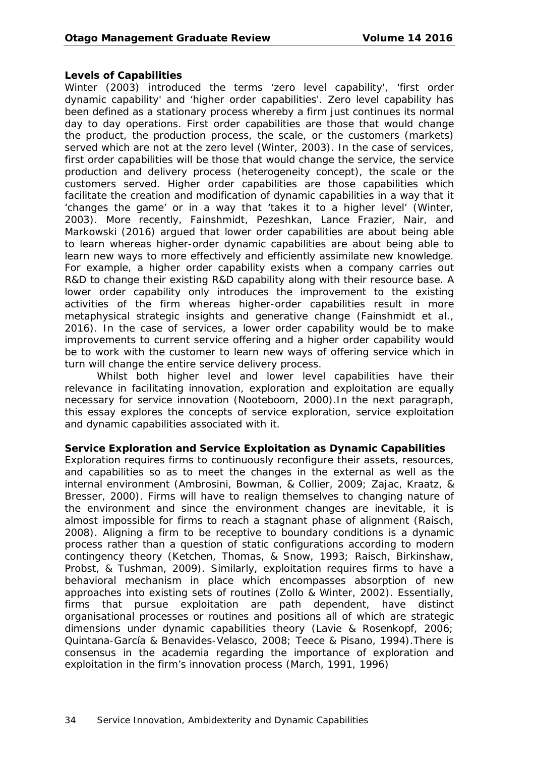**Levels of Capabilities**

Winter (2003) introduced the terms 'zero level capability', 'first order dynamic capability' and 'higher order capabilities'. Zero level capability has been defined as a stationary process whereby a firm just continues its normal day to day operations. First order capabilities are those that would change the product, the production process, the scale, or the customers (markets) served which are not at the zero level (Winter, 2003). In the case of services, first order capabilities will be those that would change the service, the service production and delivery process (heterogeneity concept), the scale or the customers served. Higher order capabilities are those capabilities which facilitate the creation and modification of dynamic capabilities in a way that it 'changes the game' or in a way that 'takes it to a higher level' (Winter, 2003). More recently, Fainshmidt, Pezeshkan, Lance Frazier, Nair, and Markowski (2016) argued that lower order capabilities are about being able to learn whereas higher-order dynamic capabilities are about being able to learn new ways to more effectively and efficiently assimilate new knowledge. For example, a higher order capability exists when a company carries out R&D to change their existing R&D capability along with their resource base. A lower order capability only introduces the improvement to the existing activities of the firm whereas higher-order capabilities result in more metaphysical strategic insights and generative change (Fainshmidt et al., 2016). In the case of services, a lower order capability would be to make improvements to current service offering and a higher order capability would be to work with the customer to learn new ways of offering service which in turn will change the entire service delivery process.

Whilst both higher level and lower level capabilities have their relevance in facilitating innovation, exploration and exploitation are equally necessary for service innovation (Nooteboom, 2000).In the next paragraph, this essay explores the concepts of service exploration, service exploitation and dynamic capabilities associated with it.

**Service Exploration and Service Exploitation as Dynamic Capabilities**

Exploration requires firms to continuously reconfigure their assets, resources, and capabilities so as to meet the changes in the external as well as the internal environment (Ambrosini, Bowman, & Collier, 2009; Zajac, Kraatz, & Bresser, 2000). Firms will have to realign themselves to changing nature of the environment and since the environment changes are inevitable, it is almost impossible for firms to reach a stagnant phase of alignment (Raisch, 2008). Aligning a firm to be receptive to boundary conditions is a dynamic process rather than a question of static configurations according to modern contingency theory (Ketchen, Thomas, & Snow, 1993; Raisch, Birkinshaw, Probst, & Tushman, 2009). Similarly, exploitation requires firms to have a behavioral mechanism in place which encompasses absorption of new approaches into existing sets of routines (Zollo & Winter, 2002). Essentially, firms that pursue exploitation are path dependent, have distinct organisational processes or routines and positions all of which are strategic dimensions under dynamic capabilities theory (Lavie & Rosenkopf, 2006; Quintana-García & Benavides-Velasco, 2008; Teece & Pisano, 1994).There is consensus in the academia regarding the importance of exploration and exploitation in the firm's innovation process (March, 1991, 1996)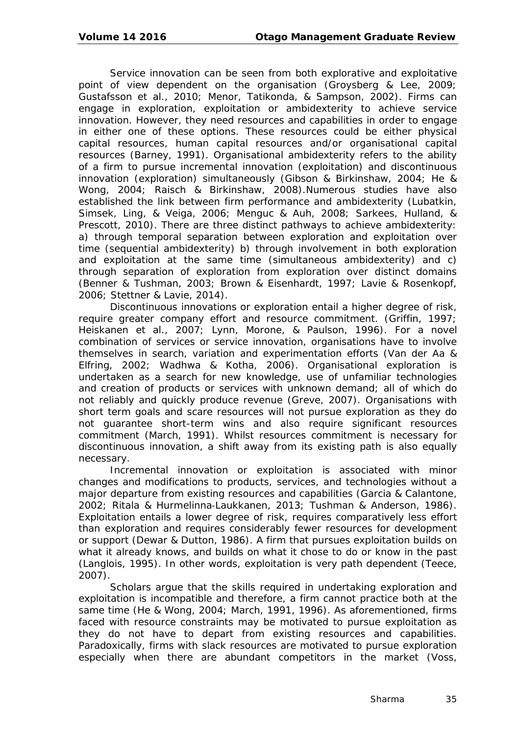Service innovation can be seen from both explorative and exploitative point of view dependent on the organisation (Groysberg & Lee, 2009; Gustafsson et al., 2010; Menor, Tatikonda, & Sampson, 2002). Firms can engage in exploration, exploitation or ambidexterity to achieve service innovation. However, they need resources and capabilities in order to engage in either one of these options. These resources could be either physical capital resources, human capital resources and/or organisational capital resources (Barney, 1991). Organisational ambidexterity refers to the ability of a firm to pursue incremental innovation (exploitation) and discontinuous innovation (exploration) simultaneously (Gibson & Birkinshaw, 2004; He & Wong, 2004; Raisch & Birkinshaw, 2008).Numerous studies have also established the link between firm performance and ambidexterity (Lubatkin, Simsek, Ling, & Veiga, 2006; Menguc & Auh, 2008; Sarkees, Hulland, & Prescott, 2010). There are three distinct pathways to achieve ambidexterity: a) through temporal separation between exploration and exploitation over time (sequential ambidexterity) b) through involvement in both exploration and exploitation at the same time (simultaneous ambidexterity) and c) through separation of exploration from exploration over distinct domains (Benner & Tushman, 2003; Brown & Eisenhardt, 1997; Lavie & Rosenkopf, 2006; Stettner & Lavie, 2014).

Discontinuous innovations or exploration entail a higher degree of risk, require greater company effort and resource commitment. (Griffin, 1997; Heiskanen et al., 2007; Lynn, Morone, & Paulson, 1996). For a novel combination of services or service innovation, organisations have to involve themselves in search, variation and experimentation efforts (Van der Aa & Elfring, 2002; Wadhwa & Kotha, 2006). Organisational exploration is undertaken as a search for new knowledge, use of unfamiliar technologies and creation of products or services with unknown demand; all of which do not reliably and quickly produce revenue (Greve, 2007). Organisations with short term goals and scare resources will not pursue exploration as they do not guarantee short-term wins and also require significant resources commitment (March, 1991). Whilst resources commitment is necessary for discontinuous innovation, a shift away from its existing path is also equally necessary.

Incremental innovation or exploitation is associated with minor changes and modifications to products, services, and technologies without a major departure from existing resources and capabilities (Garcia & Calantone, 2002; Ritala & Hurmelinna-Laukkanen, 2013; Tushman & Anderson, 1986). Exploitation entails a lower degree of risk, requires comparatively less effort than exploration and requires considerably fewer resources for development or support (Dewar & Dutton, 1986). A firm that pursues exploitation builds on what it already knows, and builds on what it chose to do or know in the past (Langlois, 1995). In other words, exploitation is very path dependent (Teece, 2007).

Scholars argue that the skills required in undertaking exploration and exploitation is incompatible and therefore, a firm cannot practice both at the same time (He & Wong, 2004; March, 1991, 1996). As aforementioned, firms faced with resource constraints may be motivated to pursue exploitation as they do not have to depart from existing resources and capabilities. Paradoxically, firms with slack resources are motivated to pursue exploration especially when there are abundant competitors in the market (Voss,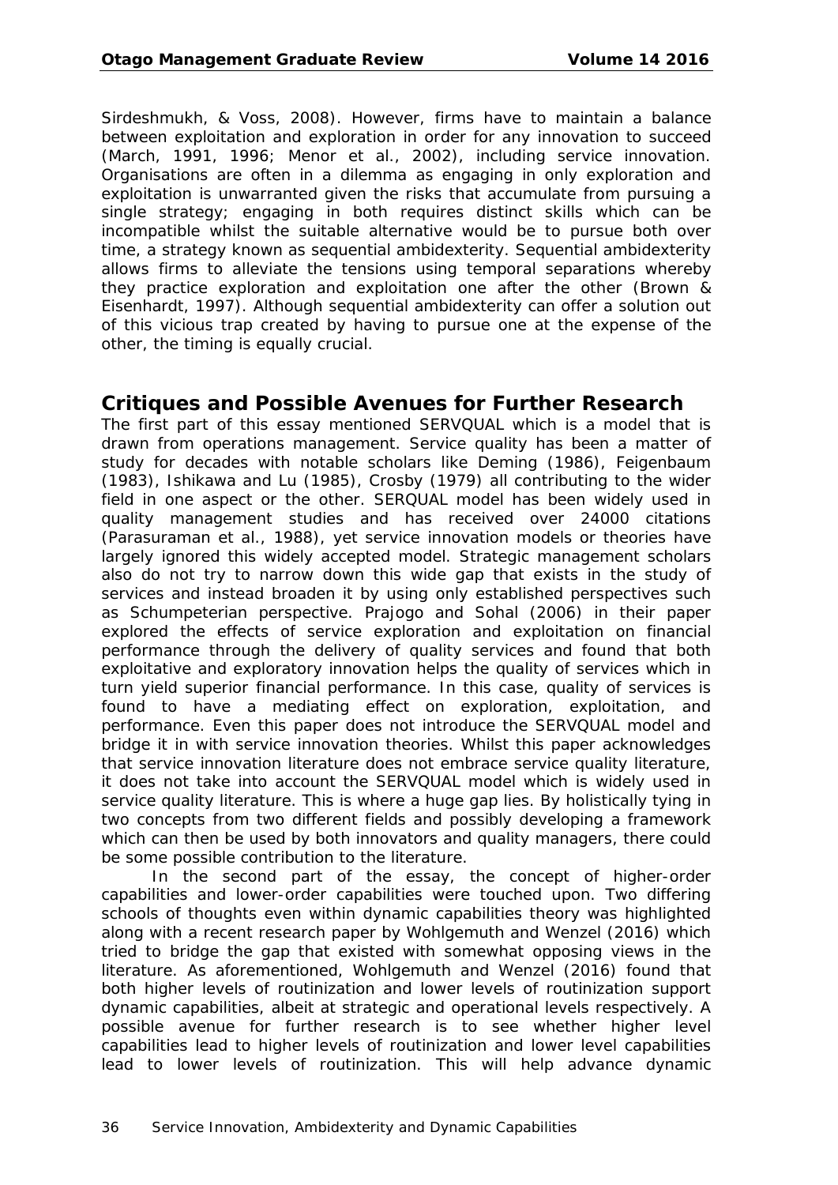Sirdeshmukh, & Voss, 2008). However, firms have to maintain a balance between exploitation and exploration in order for any innovation to succeed (March, 1991, 1996; Menor et al., 2002), including service innovation. Organisations are often in a dilemma as engaging in only exploration and exploitation is unwarranted given the risks that accumulate from pursuing a single strategy; engaging in both requires distinct skills which can be incompatible whilst the suitable alternative would be to pursue both over time, a strategy known as sequential ambidexterity. Sequential ambidexterity allows firms to alleviate the tensions using temporal separations whereby they practice exploration and exploitation one after the other (Brown & Eisenhardt, 1997). Although sequential ambidexterity can offer a solution out of this vicious trap created by having to pursue one at the expense of the other, the timing is equally crucial.

## Critiques and Possible Avenues for Further Research

The first part of this essay mentioned SERVQUAL which is a model that is drawn from operations management. Service quality has been a matter of study for decades with notable scholars like Deming (1986), Feigenbaum (1983), Ishikawa and Lu (1985), Crosby (1979) all contributing to the wider field in one aspect or the other. SERQUAL model has been widely used in quality management studies and has received over 24000 citations (Parasuraman et al., 1988), yet service innovation models or theories have largely ignored this widely accepted model. Strategic management scholars also do not try to narrow down this wide gap that exists in the study of services and instead broaden it by using only established perspectives such as Schumpeterian perspective. Prajogo and Sohal (2006) in their paper explored the effects of service exploration and exploitation on financial performance through the delivery of quality services and found that both exploitative and exploratory innovation helps the quality of services which in turn yield superior financial performance. In this case, quality of services is found to have a mediating effect on exploration, exploitation, and performance. Even this paper does not introduce the SERVQUAL model and bridge it in with service innovation theories. Whilst this paper acknowledges that service innovation literature does not embrace service quality literature, it does not take into account the SERVQUAL model which is widely used in service quality literature. This is where a huge gap lies. By holistically tying in two concepts from two different fields and possibly developing a framework which can then be used by both innovators and quality managers, there could be some possible contribution to the literature.

In the second part of the essay, the concept of higher-order capabilities and lower-order capabilities were touched upon. Two differing schools of thoughts even within dynamic capabilities theory was highlighted along with a recent research paper by Wohlgemuth and Wenzel (2016) which tried to bridge the gap that existed with somewhat opposing views in the literature. As aforementioned, Wohlgemuth and Wenzel (2016) found that both higher levels of routinization and lower levels of routinization support dynamic capabilities, albeit at strategic and operational levels respectively. A possible avenue for further research is to see whether higher level capabilities lead to higher levels of routinization and lower level capabilities lead to lower levels of routinization. This will help advance dynamic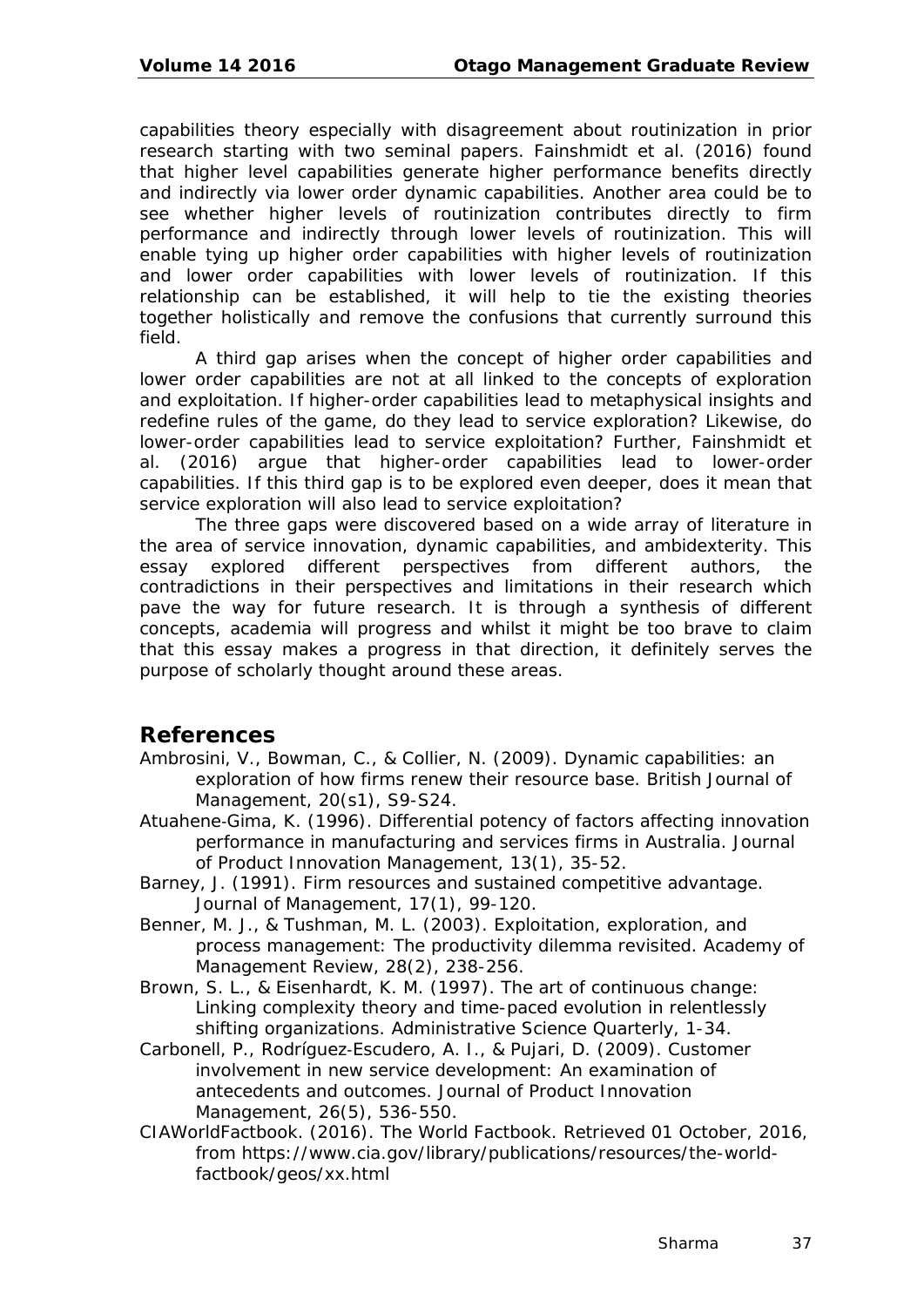capabilities theory especially with disagreement about routinization in prior research starting with two seminal papers. Fainshmidt et al. (2016) found that higher level capabilities generate higher performance benefits directly and indirectly via lower order dynamic capabilities. Another area could be to see whether higher levels of routinization contributes directly to firm performance and indirectly through lower levels of routinization. This will enable tying up higher order capabilities with higher levels of routinization and lower order capabilities with lower levels of routinization. If this relationship can be established, it will help to tie the existing theories together holistically and remove the confusions that currently surround this field.

A third gap arises when the concept of higher order capabilities and lower order capabilities are not at all linked to the concepts of exploration and exploitation. If higher-order capabilities lead to metaphysical insights and redefine rules of the game, do they lead to service exploration? Likewise, do lower-order capabilities lead to service exploitation? Further, Fainshmidt et al. (2016) argue that higher-order capabilities lead to lower-order capabilities. If this third gap is to be explored even deeper, does it mean that service exploration will also lead to service exploitation?

The three gaps were discovered based on a wide array of literature in the area of service innovation, dynamic capabilities, and ambidexterity. This essay explored different perspectives from different authors, the contradictions in their perspectives and limitations in their research which pave the way for future research. It is through a synthesis of different concepts, academia will progress and whilst it might be too brave to claim that this essay makes a progress in that direction, it definitely serves the purpose of scholarly thought around these areas.

## References

Ambrosini, V., Bowman, C., & Collier, N. (2009). Dynamic capabilities: an exploration of how firms renew their resource base. British Journal of Management, 20(s1), S9-S24.

Atuahene-Gima, K. (1996). Differential potency of factors affecting innovation performance in manufacturing and services firms in Australia. Journal of Product Innovation Management, 13(1), 35-52.

Barney, J. (1991). Firm resources and sustained competitive advantage. Journal of Management, 17(1), 99-120.

Benner, M. J., & Tushman, M. L. (2003). Exploitation, exploration, and process management: The productivity dilemma revisited. Academy of Management Review, 28(2), 238-256.

Brown, S. L., & Eisenhardt, K. M. (1997). The art of continuous change: Linking complexity theory and time-paced evolution in relentlessly shifting organizations. Administrative Science Quarterly, 1-34.

Carbonell, P., Rodríguez-Escudero, A. I., & Pujari, D. (2009). Customer involvement in new service development: An examination of antecedents and outcomes. Journal of Product Innovation Management, 26(5), 536-550.

CIAWorldFactbook. (2016). The World Factbook. Retrieved 01 October, 2016, from https://www.cia.gov/library/publications/resources/the-world-factbook/geos/xx.html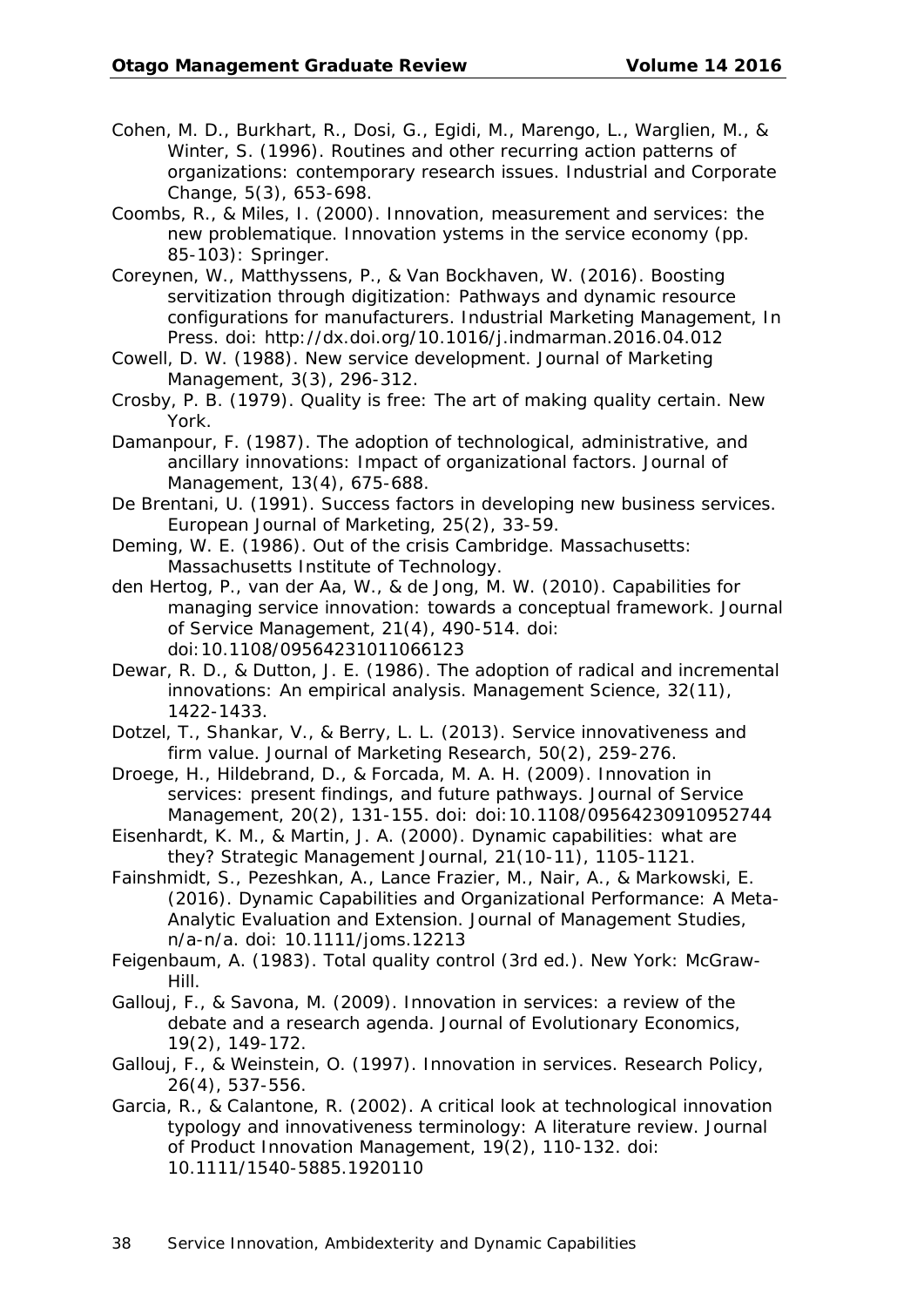Cohen, M. D., Burkhart, R., Dosi, G., Egidi, M., Marengo, L., Warglien, M., & Winter, S. (1996). Routines and other recurring action patterns of organizations: contemporary research issues. Industrial and Corporate Change, 5(3), 653-698.

Coombs, R., & Miles, I. (2000). Innovation, measurement and services: the new problematique. Innovation ystems in the service economy (pp. 85-103): Springer.

Coreynen, W., Matthyssens, P., & Van Bockhaven, W. (2016). Boosting servitization through digitization: Pathways and dynamic resource configurations for manufacturers. Industrial Marketing Management, In Press. doi: http://dx.doi.org/10.1016/j.indmarman.2016.04.012

Cowell, D. W. (1988). New service development. Journal of Marketing Management, 3(3), 296-312.

Crosby, P. B. (1979). Quality is free: The art of making quality certain. New York.

Damanpour, F. (1987). The adoption of technological, administrative, and ancillary innovations: Impact of organizational factors. Journal of Management, 13(4), 675-688.

De Brentani, U. (1991). Success factors in developing new business services. European Journal of Marketing, 25(2), 33-59.

Deming, W. E. (1986). Out of the crisis Cambridge. Massachusetts: Massachusetts Institute of Technology.

den Hertog, P., van der Aa, W., & de Jong, M. W. (2010). Capabilities for managing service innovation: towards a conceptual framework. Journal of Service Management, 21(4), 490-514. doi: doi:10.1108/09564231011066123

Dewar, R. D., & Dutton, J. E. (1986). The adoption of radical and incremental innovations: An empirical analysis. Management Science, 32(11), 1422-1433.

Dotzel, T., Shankar, V., & Berry, L. L. (2013). Service innovativeness and firm value. Journal of Marketing Research, 50(2), 259-276.

Droege, H., Hildebrand, D., & Forcada, M. A. H. (2009). Innovation in services: present findings, and future pathways. Journal of Service Management, 20(2), 131-155. doi: doi:10.1108/09564230910952744

Eisenhardt, K. M., & Martin, J. A. (2000). Dynamic capabilities: what are they? Strategic Management Journal, 21(10-11), 1105-1121.

Fainshmidt, S., Pezeshkan, A., Lance Frazier, M., Nair, A., & Markowski, E. (2016). Dynamic Capabilities and Organizational Performance: A Meta-Analytic Evaluation and Extension. Journal of Management Studies, n/a-n/a. doi: 10.1111/joms.12213

Feigenbaum, A. (1983). Total quality control (3rd ed.). New York: McGraw-Hill.

Gallouj, F., & Savona, M. (2009). Innovation in services: a review of the debate and a research agenda. Journal of Evolutionary Economics, 19(2), 149-172.

Gallouj, F., & Weinstein, O. (1997). Innovation in services. Research Policy, 26(4), 537-556.

Garcia, R., & Calantone, R. (2002). A critical look at technological innovation typology and innovativeness terminology: A literature review. Journal of Product Innovation Management, 19(2), 110-132. doi: 10.1111/1540-5885.1920110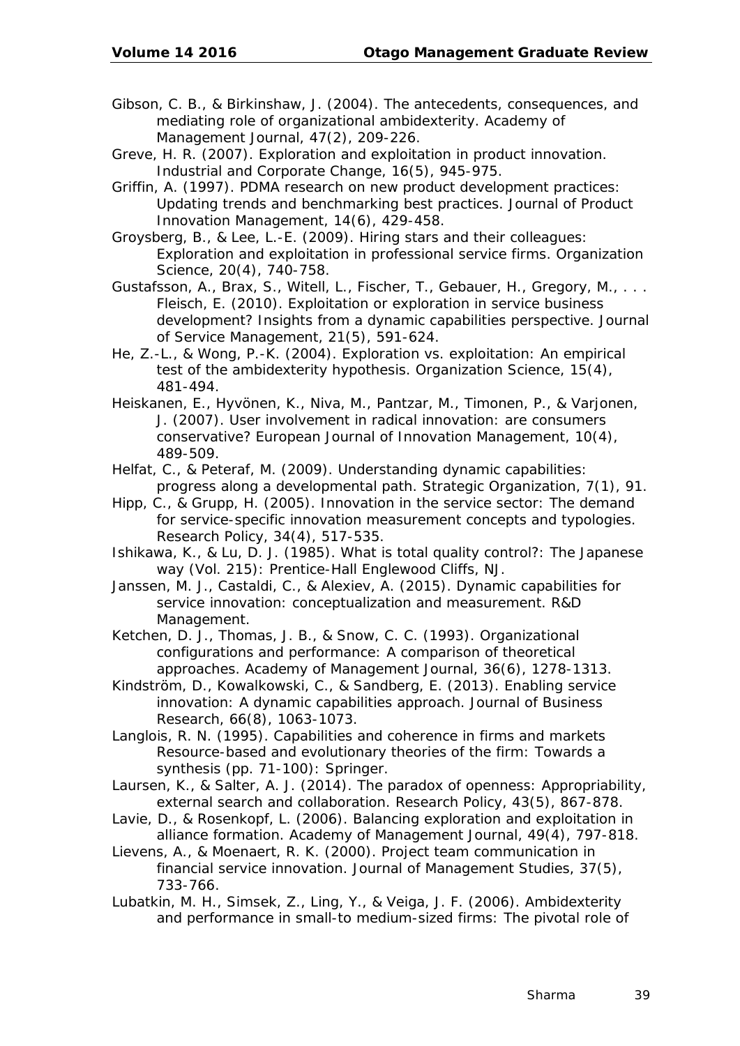Gibson, C. B., & Birkinshaw, J. (2004). The antecedents, consequences, and mediating role of organizational ambidexterity. Academy of Management Journal, 47(2), 209-226.

Greve, H. R. (2007). Exploration and exploitation in product innovation. Industrial and Corporate Change, 16(5), 945-975.

Griffin, A. (1997). PDMA research on new product development practices: Updating trends and benchmarking best practices. Journal of Product Innovation Management, 14(6), 429-458.

Groysberg, B., & Lee, L.-E. (2009). Hiring stars and their colleagues: Exploration and exploitation in professional service firms. Organization Science, 20(4), 740-758.

Gustafsson, A., Brax, S., Witell, L., Fischer, T., Gebauer, H., Gregory, M., . . . Fleisch, E. (2010). Exploitation or exploration in service business development? Insights from a dynamic capabilities perspective. Journal of Service Management, 21(5), 591-624.

He, Z.-L., & Wong, P.-K. (2004). Exploration vs. exploitation: An empirical test of the ambidexterity hypothesis. Organization Science, 15(4), 481-494.

Heiskanen, E., Hyvönen, K., Niva, M., Pantzar, M., Timonen, P., & Varjonen, J. (2007). User involvement in radical innovation: are consumers conservative? European Journal of Innovation Management, 10(4), 489-509.

Helfat, C., & Peteraf, M. (2009). Understanding dynamic capabilities: progress along a developmental path. Strategic Organization, 7(1), 91.

Hipp, C., & Grupp, H. (2005). Innovation in the service sector: The demand for service-specific innovation measurement concepts and typologies. Research Policy, 34(4), 517-535.

Ishikawa, K., & Lu, D. J. (1985). What is total quality control?: The Japanese way (Vol. 215): Prentice-Hall Englewood Cliffs, NJ.

Janssen, M. J., Castaldi, C., & Alexiev, A. (2015). Dynamic capabilities for service innovation: conceptualization and measurement. R&D Management.

Ketchen, D. J., Thomas, J. B., & Snow, C. C. (1993). Organizational configurations and performance: A comparison of theoretical approaches. Academy of Management Journal, 36(6), 1278-1313.

Kindström, D., Kowalkowski, C., & Sandberg, E. (2013). Enabling service innovation: A dynamic capabilities approach. Journal of Business Research, 66(8), 1063-1073.

Langlois, R. N. (1995). Capabilities and coherence in firms and markets Resource-based and evolutionary theories of the firm: Towards a synthesis (pp. 71-100): Springer.

Laursen, K., & Salter, A. J. (2014). The paradox of openness: Appropriability, external search and collaboration. Research Policy, 43(5), 867-878.

Lavie, D., & Rosenkopf, L. (2006). Balancing exploration and exploitation in alliance formation. Academy of Management Journal, 49(4), 797-818.

Lievens, A., & Moenaert, R. K. (2000). Project team communication in financial service innovation. Journal of Management Studies, 37(5), 733-766.

Lubatkin, M. H., Simsek, Z., Ling, Y., & Veiga, J. F. (2006). Ambidexterity and performance in small-to medium-sized firms: The pivotal role of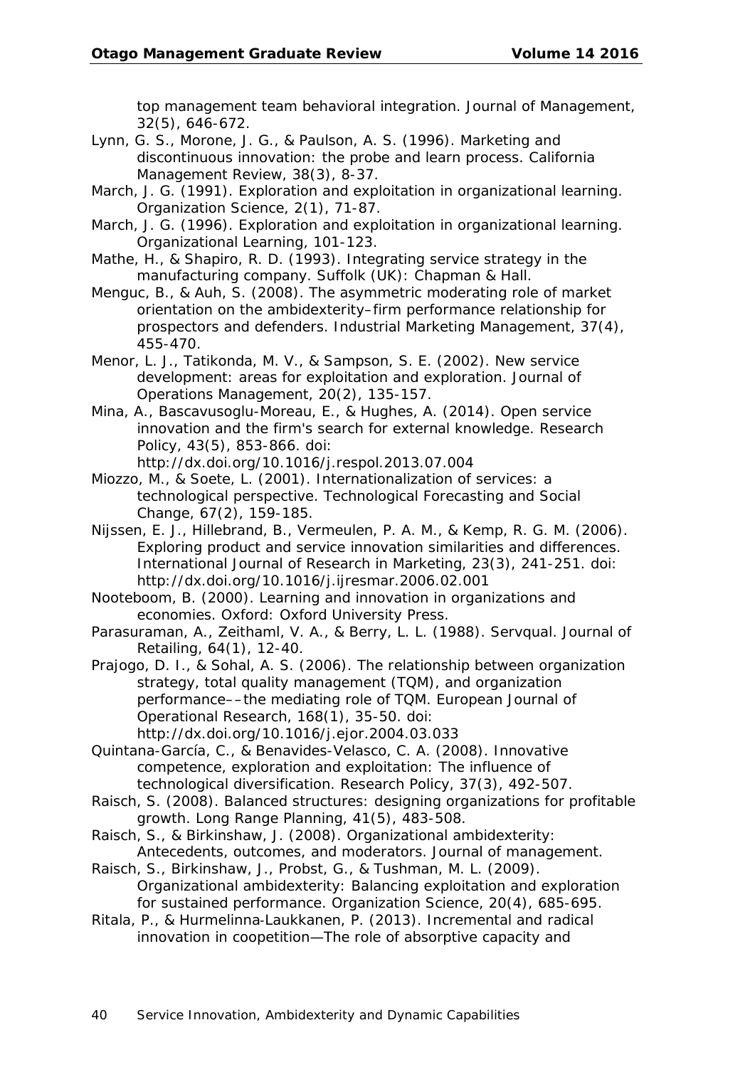top management team behavioral integration. Journal of Management, 32(5), 646-672.

Lynn, G. S., Morone, J. G., & Paulson, A. S. (1996). Marketing and discontinuous innovation: the probe and learn process. California Management Review, 38(3), 8-37.

March, J. G. (1991). Exploration and exploitation in organizational learning. Organization Science, 2(1), 71-87.

March, J. G. (1996). Exploration and exploitation in organizational learning. Organizational Learning, 101-123.

Mathe, H., & Shapiro, R. D. (1993). Integrating service strategy in the manufacturing company. Suffolk (UK): Chapman & Hall.

Menguc, B., & Auh, S. (2008). The asymmetric moderating role of market orientation on the ambidexterity–firm performance relationship for prospectors and defenders. Industrial Marketing Management, 37(4), 455-470.

Menor, L. J., Tatikonda, M. V., & Sampson, S. E. (2002). New service development: areas for exploitation and exploration. Journal of Operations Management, 20(2), 135-157.

Mina, A., Bascavusoglu-Moreau, E., & Hughes, A. (2014). Open service innovation and the firm's search for external knowledge. Research Policy, 43(5), 853-866. doi: http://dx.doi.org/10.1016/j.respol.2013.07.004

Miozzo, M., & Soete, L. (2001). Internationalization of services: a technological perspective. Technological Forecasting and Social Change, 67(2), 159-185.

Nijssen, E. J., Hillebrand, B., Vermeulen, P. A. M., & Kemp, R. G. M. (2006). Exploring product and service innovation similarities and differences. International Journal of Research in Marketing, 23(3), 241-251. doi: http://dx.doi.org/10.1016/j.ijresmar.2006.02.001

Nooteboom, B. (2000). Learning and innovation in organizations and economies. Oxford: Oxford University Press.

Parasuraman, A., Zeithaml, V. A., & Berry, L. L. (1988). Servqual. Journal of Retailing, 64(1), 12-40.

Prajogo, D. I., & Sohal, A. S. (2006). The relationship between organization strategy, total quality management (TQM), and organization performance––the mediating role of TQM. European Journal of Operational Research, 168(1), 35-50. doi: http://dx.doi.org/10.1016/j.ejor.2004.03.033

Quintana-García, C., & Benavides-Velasco, C. A. (2008). Innovative competence, exploration and exploitation: The influence of technological diversification. Research Policy, 37(3), 492-507.

Raisch, S. (2008). Balanced structures: designing organizations for profitable growth. Long Range Planning, 41(5), 483-508.

Raisch, S., & Birkinshaw, J. (2008). Organizational ambidexterity: Antecedents, outcomes, and moderators. Journal of management.

Raisch, S., Birkinshaw, J., Probst, G., & Tushman, M. L. (2009). Organizational ambidexterity: Balancing exploitation and exploration for sustained performance. Organization Science, 20(4), 685-695.

Ritala, P., & Hurmelinna-Laukkanen, P. (2013). Incremental and radical innovation in coopetition—The role of absorptive capacity and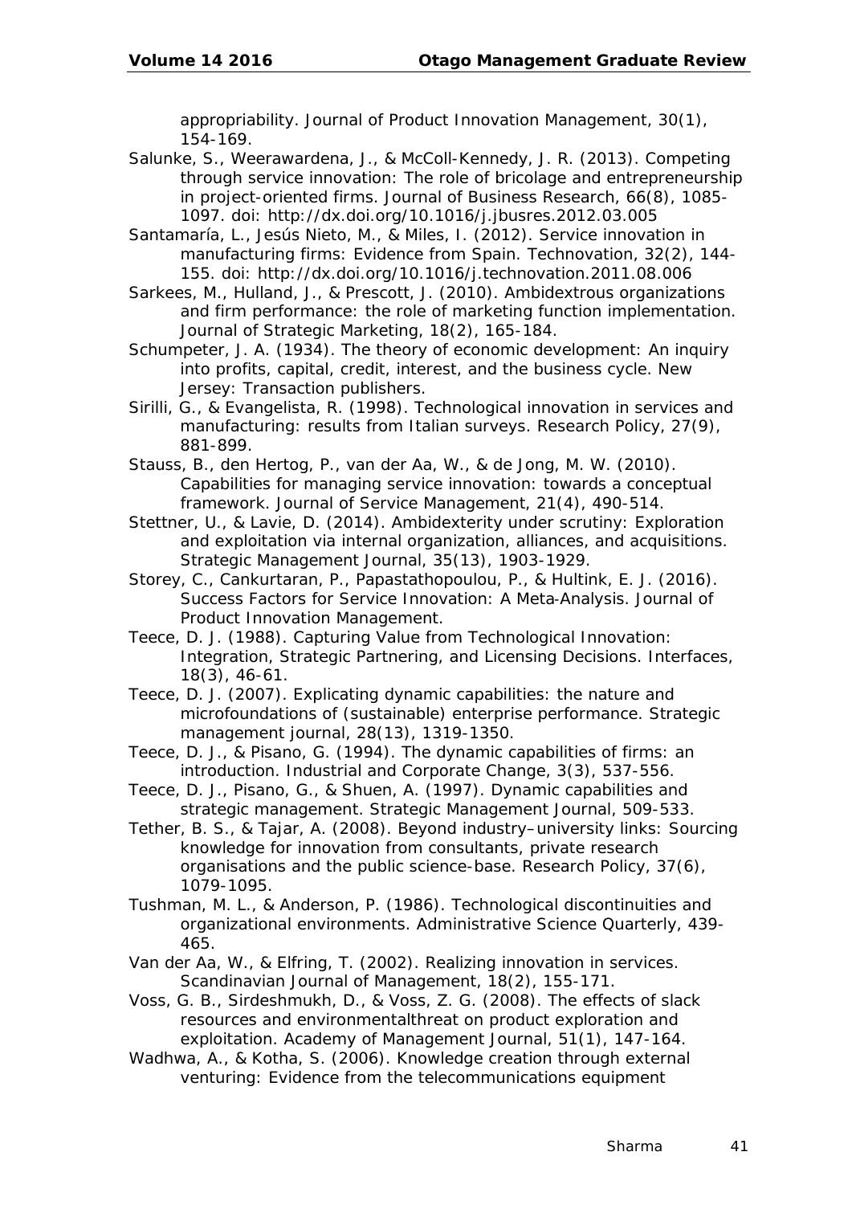appropriability. Journal of Product Innovation Management, 30(1), 154-169.

Salunke, S., Weerawardena, J., & McColl-Kennedy, J. R. (2013). Competing through service innovation: The role of bricolage and entrepreneurship in project-oriented firms. Journal of Business Research, 66(8), 1085-1097. doi: http://dx.doi.org/10.1016/j.jbusres.2012.03.005

Santamaría, L., Jesús Nieto, M., & Miles, I. (2012). Service innovation in manufacturing firms: Evidence from Spain. Technovation, 32(2), 144-155. doi: http://dx.doi.org/10.1016/j.technovation.2011.08.006

Sarkees, M., Hulland, J., & Prescott, J. (2010). Ambidextrous organizations and firm performance: the role of marketing function implementation. Journal of Strategic Marketing, 18(2), 165-184.

Schumpeter, J. A. (1934). The theory of economic development: An inquiry into profits, capital, credit, interest, and the business cycle. New Jersey: Transaction publishers.

Sirilli, G., & Evangelista, R. (1998). Technological innovation in services and manufacturing: results from Italian surveys. Research Policy, 27(9), 881-899.

Stauss, B., den Hertog, P., van der Aa, W., & de Jong, M. W. (2010). Capabilities for managing service innovation: towards a conceptual framework. Journal of Service Management, 21(4), 490-514.

Stettner, U., & Lavie, D. (2014). Ambidexterity under scrutiny: Exploration and exploitation via internal organization, alliances, and acquisitions. Strategic Management Journal, 35(13), 1903-1929.

Storey, C., Cankurtaran, P., Papastathopoulou, P., & Hultink, E. J. (2016). Success Factors for Service Innovation: A Meta-Analysis. Journal of Product Innovation Management.

Teece, D. J. (1988). Capturing Value from Technological Innovation: Integration, Strategic Partnering, and Licensing Decisions. Interfaces, 18(3), 46-61.

Teece, D. J. (2007). Explicating dynamic capabilities: the nature and microfoundations of (sustainable) enterprise performance. Strategic management journal, 28(13), 1319-1350.

Teece, D. J., & Pisano, G. (1994). The dynamic capabilities of firms: an introduction. Industrial and Corporate Change, 3(3), 537-556.

Teece, D. J., Pisano, G., & Shuen, A. (1997). Dynamic capabilities and strategic management. Strategic Management Journal, 509-533.

Tether, B. S., & Tajar, A. (2008). Beyond industry–university links: Sourcing knowledge for innovation from consultants, private research organisations and the public science-base. Research Policy, 37(6), 1079-1095.

Tushman, M. L., & Anderson, P. (1986). Technological discontinuities and organizational environments. Administrative Science Quarterly, 439-465.

Van der Aa, W., & Elfring, T. (2002). Realizing innovation in services. Scandinavian Journal of Management, 18(2), 155-171.

Voss, G. B., Sirdeshmukh, D., & Voss, Z. G. (2008). The effects of slack resources and environmentalthreat on product exploration and exploitation. Academy of Management Journal, 51(1), 147-164.

Wadhwa, A., & Kotha, S. (2006). Knowledge creation through external venturing: Evidence from the telecommunications equipment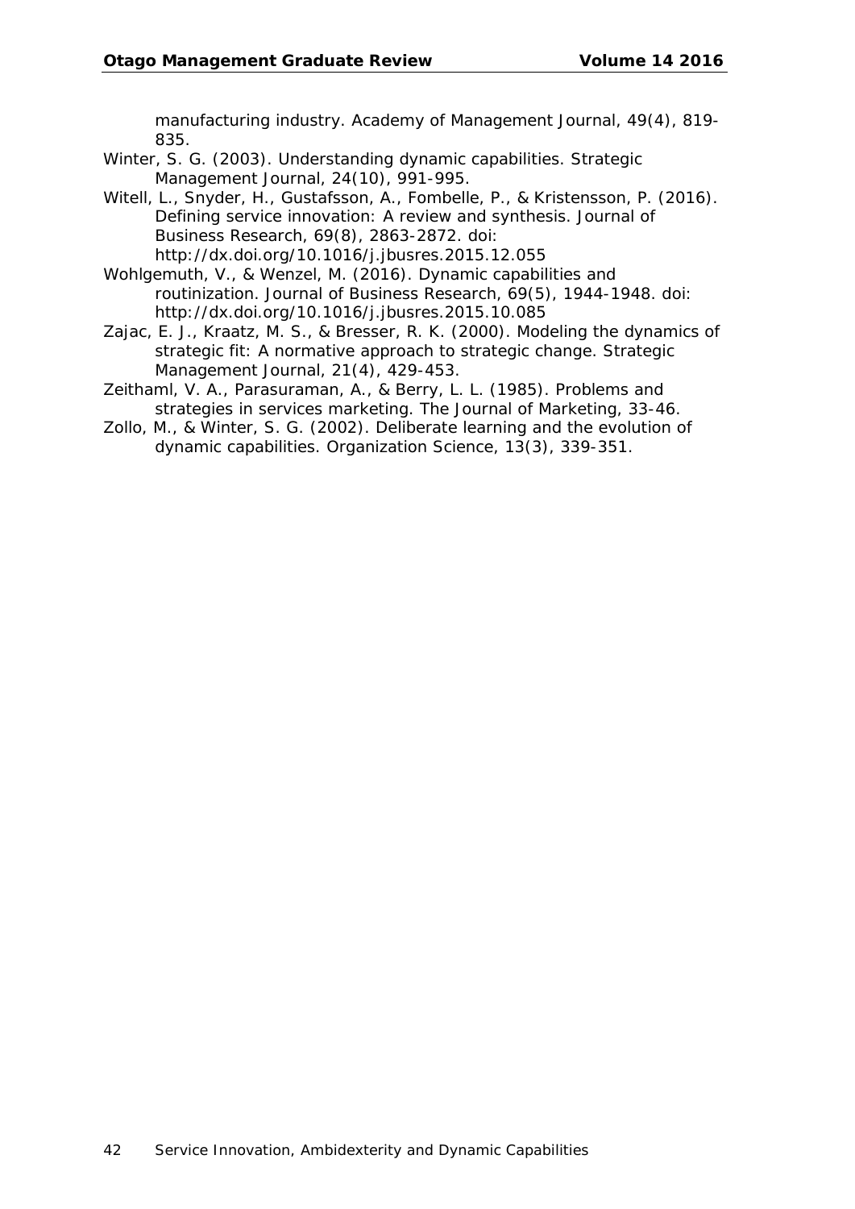manufacturing industry. Academy of Management Journal, 49(4), 819-835.

Winter, S. G. (2003). Understanding dynamic capabilities. Strategic Management Journal, 24(10), 991-995.

Witell, L., Snyder, H., Gustafsson, A., Fombelle, P., & Kristensson, P. (2016). Defining service innovation: A review and synthesis. Journal of Business Research, 69(8), 2863-2872. doi: http://dx.doi.org/10.1016/j.jbusres.2015.12.055

Wohlgemuth, V., & Wenzel, M. (2016). Dynamic capabilities and routinization. Journal of Business Research, 69(5), 1944-1948. doi: http://dx.doi.org/10.1016/j.jbusres.2015.10.085

Zajac, E. J., Kraatz, M. S., & Bresser, R. K. (2000). Modeling the dynamics of strategic fit: A normative approach to strategic change. Strategic Management Journal, 21(4), 429-453.

Zeithaml, V. A., Parasuraman, A., & Berry, L. L. (1985). Problems and strategies in services marketing. The Journal of Marketing, 33-46.

Zollo, M., & Winter, S. G. (2002). Deliberate learning and the evolution of dynamic capabilities. Organization Science, 13(3), 339-351.